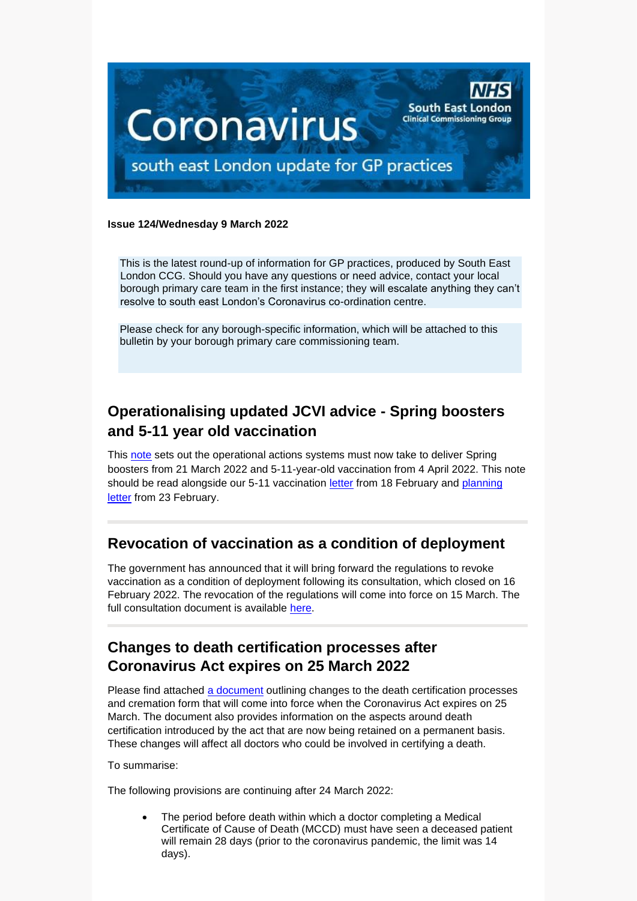# Coronavirus

south east London update for GP practices

NHS South East London Clinical Commissioning Group

**Issue 124/Wednesday 9 March 2022**

This is the latest round-up of information for GP practices, produced by South East London CCG. Should you have any questions or need advice, contact your local borough primary care team in the first instance; they will escalate anything they can't resolve to south east London's Coronavirus co-ordination centre.

Please check for any borough-specific information, which will be attached to this bulletin by your borough primary care commissioning team.

## Operationalising updated JCVI advice - Spring boosters and 5-11 year old vaccination

This note sets out the operational actions systems must now take to deliver Spring boosters from 21 March 2022 and 5-11-year-old vaccination from 4 April 2022. This note should be read alongside our 5-11 vaccination letter from 18 February and planning letter from 23 February.

## Revocation of vaccination as a condition of deployment

The government has announced that it will bring forward the regulations to revoke vaccination as a condition of deployment following its consultation, which closed on 16 February 2022. The revocation of the regulations will come into force on 15 March. The full consultation document is available here.

## Changes to death certification processes after Coronavirus Act expires on 25 March 2022

Please find attached a document outlining changes to the death certification processes and cremation form that will come into force when the Coronavirus Act expires on 25 March. The document also provides information on the aspects around death certification introduced by the act that are now being retained on a permanent basis. These changes will affect all doctors who could be involved in certifying a death.

To summarise:

The following provisions are continuing after 24 March 2022:

- The period before death within which a doctor completing a Medical Certificate of Cause of Death (MCCD) must have seen a deceased patient will remain 28 days (prior to the coronavirus pandemic, the limit was 14 days).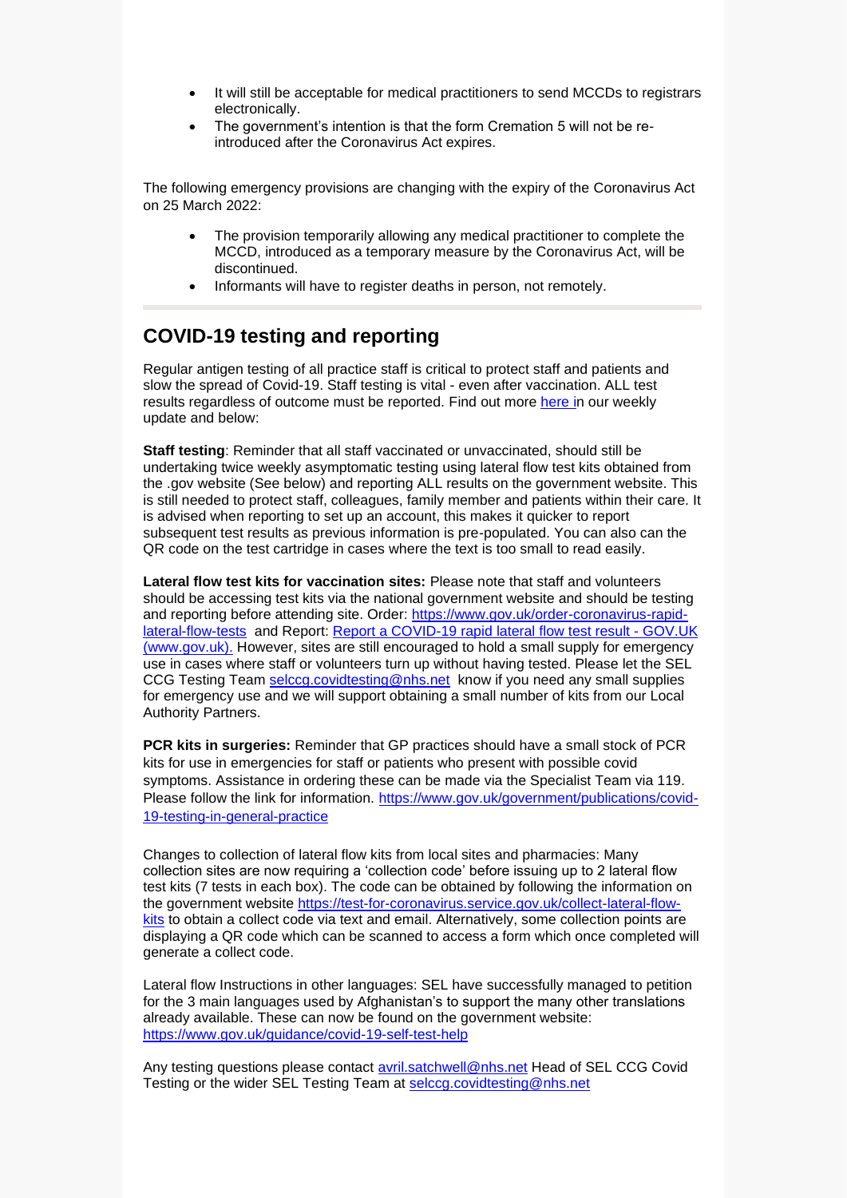- It will still be acceptable for medical practitioners to send MCCDs to registrars electronically.
- The government's intention is that the form Cremation 5 will not be re-introduced after the Coronavirus Act expires.

The following emergency provisions are changing with the expiry of the Coronavirus Act on 25 March 2022:

- The provision temporarily allowing any medical practitioner to complete the MCCD, introduced as a temporary measure by the Coronavirus Act, will be discontinued.
- Informants will have to register deaths in person, not remotely.

## COVID-19 testing and reporting

Regular antigen testing of all practice staff is critical to protect staff and patients and slow the spread of Covid-19. Staff testing is vital - even after vaccination. ALL test results regardless of outcome must be reported. Find out more here in our weekly update and below:

**Staff testing**: Reminder that all staff vaccinated or unvaccinated, should still be undertaking twice weekly asymptomatic testing using lateral flow test kits obtained from the .gov website (See below) and reporting ALL results on the government website. This is still needed to protect staff, colleagues, family member and patients within their care. It is advised when reporting to set up an account, this makes it quicker to report subsequent test results as previous information is pre-populated. You can also can the QR code on the test cartridge in cases where the text is too small to read easily.

**Lateral flow test kits for vaccination sites:** Please note that staff and volunteers should be accessing test kits via the national government website and should be testing and reporting before attending site. Order: https://www.gov.uk/order-coronavirus-rapid-lateral-flow-tests and Report: Report a COVID-19 rapid lateral flow test result - GOV.UK (www.gov.uk). However, sites are still encouraged to hold a small supply for emergency use in cases where staff or volunteers turn up without having tested. Please let the SEL CCG Testing Team selccg.covidtesting@nhs.net know if you need any small supplies for emergency use and we will support obtaining a small number of kits from our Local Authority Partners.

**PCR kits in surgeries:** Reminder that GP practices should have a small stock of PCR kits for use in emergencies for staff or patients who present with possible covid symptoms. Assistance in ordering these can be made via the Specialist Team via 119. Please follow the link for information. https://www.gov.uk/government/publications/covid-19-testing-in-general-practice

Changes to collection of lateral flow kits from local sites and pharmacies: Many collection sites are now requiring a 'collection code' before issuing up to 2 lateral flow test kits (7 tests in each box). The code can be obtained by following the information on the government website https://test-for-coronavirus.service.gov.uk/collect-lateral-flow-kits to obtain a collect code via text and email. Alternatively, some collection points are displaying a QR code which can be scanned to access a form which once completed will generate a collect code.

Lateral flow Instructions in other languages: SEL have successfully managed to petition for the 3 main languages used by Afghanistan's to support the many other translations already available. These can now be found on the government website: https://www.gov.uk/guidance/covid-19-self-test-help

Any testing questions please contact avril.satchwell@nhs.net Head of SEL CCG Covid Testing or the wider SEL Testing Team at selccg.covidtesting@nhs.net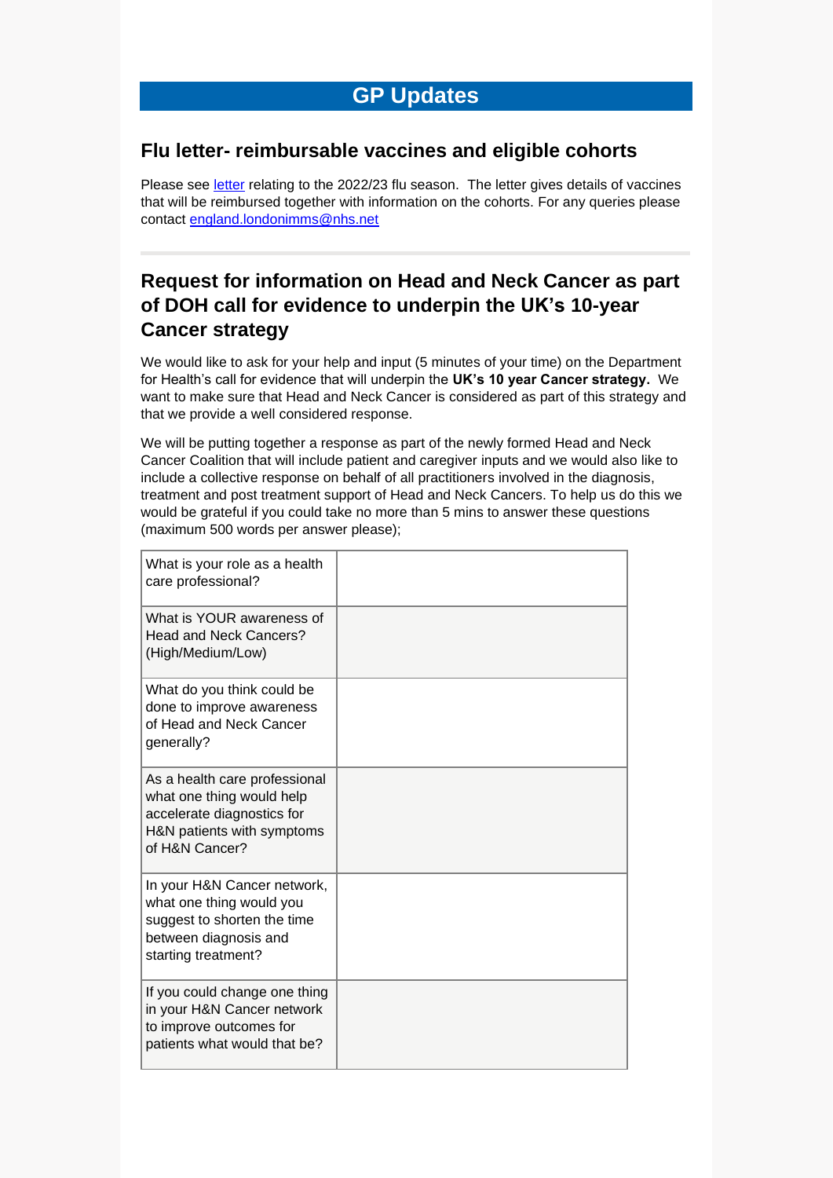# GP Updates

## Flu letter- reimbursable vaccines and eligible cohorts

Please see letter relating to the 2022/23 flu season. The letter gives details of vaccines that will be reimbursed together with information on the cohorts. For any queries please contact england.londonimms@nhs.net

---

## Request for information on Head and Neck Cancer as part of DOH call for evidence to underpin the UK's 10-year Cancer strategy

We would like to ask for your help and input (5 minutes of your time) on the Department for Health's call for evidence that will underpin the **UK's 10 year Cancer strategy.** We want to make sure that Head and Neck Cancer is considered as part of this strategy and that we provide a well considered response.

We will be putting together a response as part of the newly formed Head and Neck Cancer Coalition that will include patient and caregiver inputs and we would also like to include a collective response on behalf of all practitioners involved in the diagnosis, treatment and post treatment support of Head and Neck Cancers. To help us do this we would be grateful if you could take no more than 5 mins to answer these questions (maximum 500 words per answer please);

| | |
|---|---|
| What is your role as a health care professional? | |
| What is YOUR awareness of Head and Neck Cancers? (High/Medium/Low) | |
| What do you think could be done to improve awareness of Head and Neck Cancer generally? | |
| As a health care professional what one thing would help accelerate diagnostics for H&N patients with symptoms of H&N Cancer? | |
| In your H&N Cancer network, what one thing would you suggest to shorten the time between diagnosis and starting treatment? | |
| If you could change one thing in your H&N Cancer network to improve outcomes for patients what would that be? | |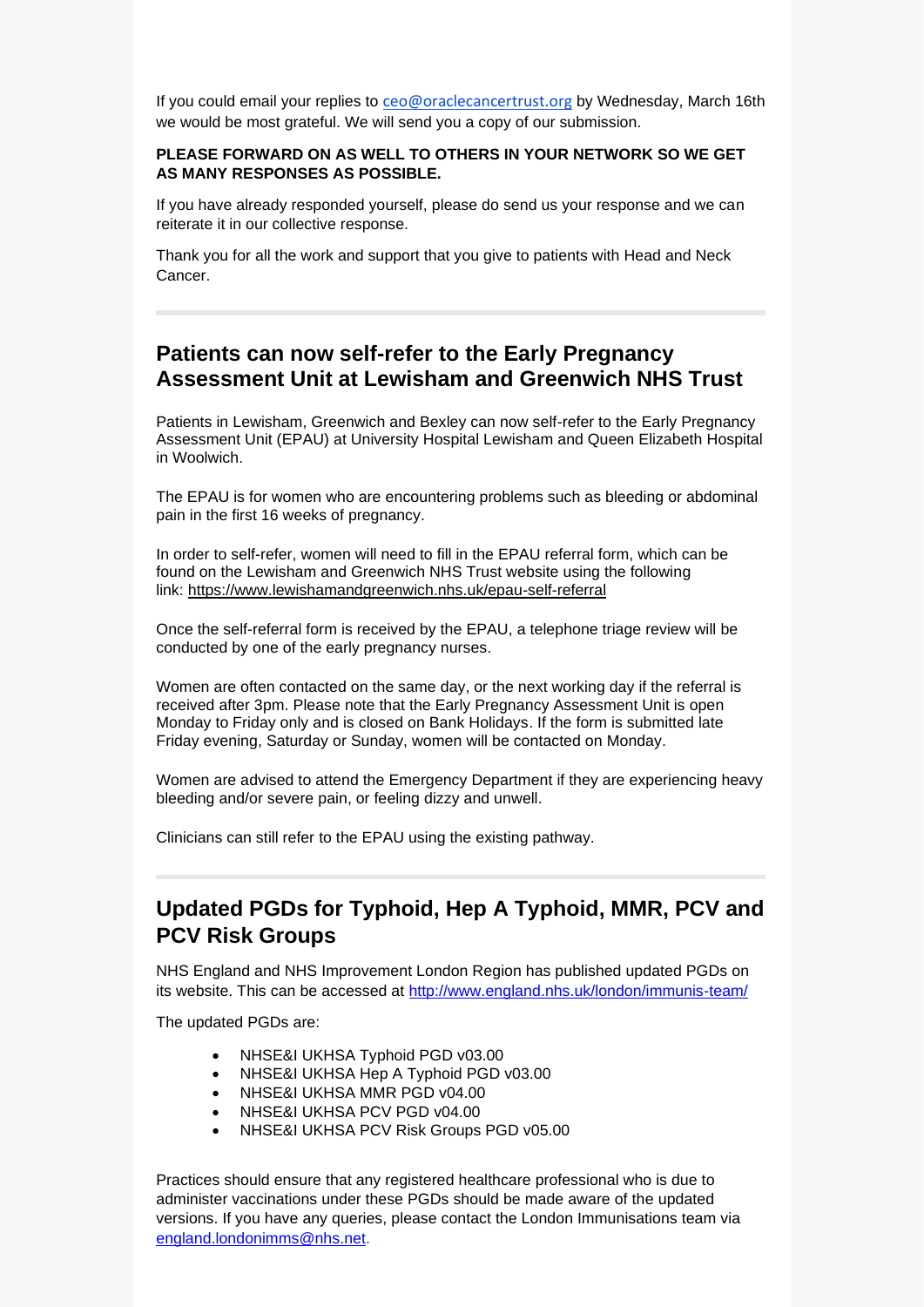If you could email your replies to ceo@oraclecancertrust.org by Wednesday, March 16th we would be most grateful. We will send you a copy of our submission.

**PLEASE FORWARD ON AS WELL TO OTHERS IN YOUR NETWORK SO WE GET AS MANY RESPONSES AS POSSIBLE.**

If you have already responded yourself, please do send us your response and we can reiterate it in our collective response.

Thank you for all the work and support that you give to patients with Head and Neck Cancer.

---

## Patients can now self-refer to the Early Pregnancy Assessment Unit at Lewisham and Greenwich NHS Trust

Patients in Lewisham, Greenwich and Bexley can now self-refer to the Early Pregnancy Assessment Unit (EPAU) at University Hospital Lewisham and Queen Elizabeth Hospital in Woolwich.

The EPAU is for women who are encountering problems such as bleeding or abdominal pain in the first 16 weeks of pregnancy.

In order to self-refer, women will need to fill in the EPAU referral form, which can be found on the Lewisham and Greenwich NHS Trust website using the following link: https://www.lewishamandgreenwich.nhs.uk/epau-self-referral

Once the self-referral form is received by the EPAU, a telephone triage review will be conducted by one of the early pregnancy nurses.

Women are often contacted on the same day, or the next working day if the referral is received after 3pm. Please note that the Early Pregnancy Assessment Unit is open Monday to Friday only and is closed on Bank Holidays. If the form is submitted late Friday evening, Saturday or Sunday, women will be contacted on Monday.

Women are advised to attend the Emergency Department if they are experiencing heavy bleeding and/or severe pain, or feeling dizzy and unwell.

Clinicians can still refer to the EPAU using the existing pathway.

---

## Updated PGDs for Typhoid, Hep A Typhoid, MMR, PCV and PCV Risk Groups

NHS England and NHS Improvement London Region has published updated PGDs on its website. This can be accessed at http://www.england.nhs.uk/london/immunis-team/

The updated PGDs are:

- NHSE&I UKHSA Typhoid PGD v03.00
- NHSE&I UKHSA Hep A Typhoid PGD v03.00
- NHSE&I UKHSA MMR PGD v04.00
- NHSE&I UKHSA PCV PGD v04.00
- NHSE&I UKHSA PCV Risk Groups PGD v05.00

Practices should ensure that any registered healthcare professional who is due to administer vaccinations under these PGDs should be made aware of the updated versions. If you have any queries, please contact the London Immunisations team via england.londonimms@nhs.net.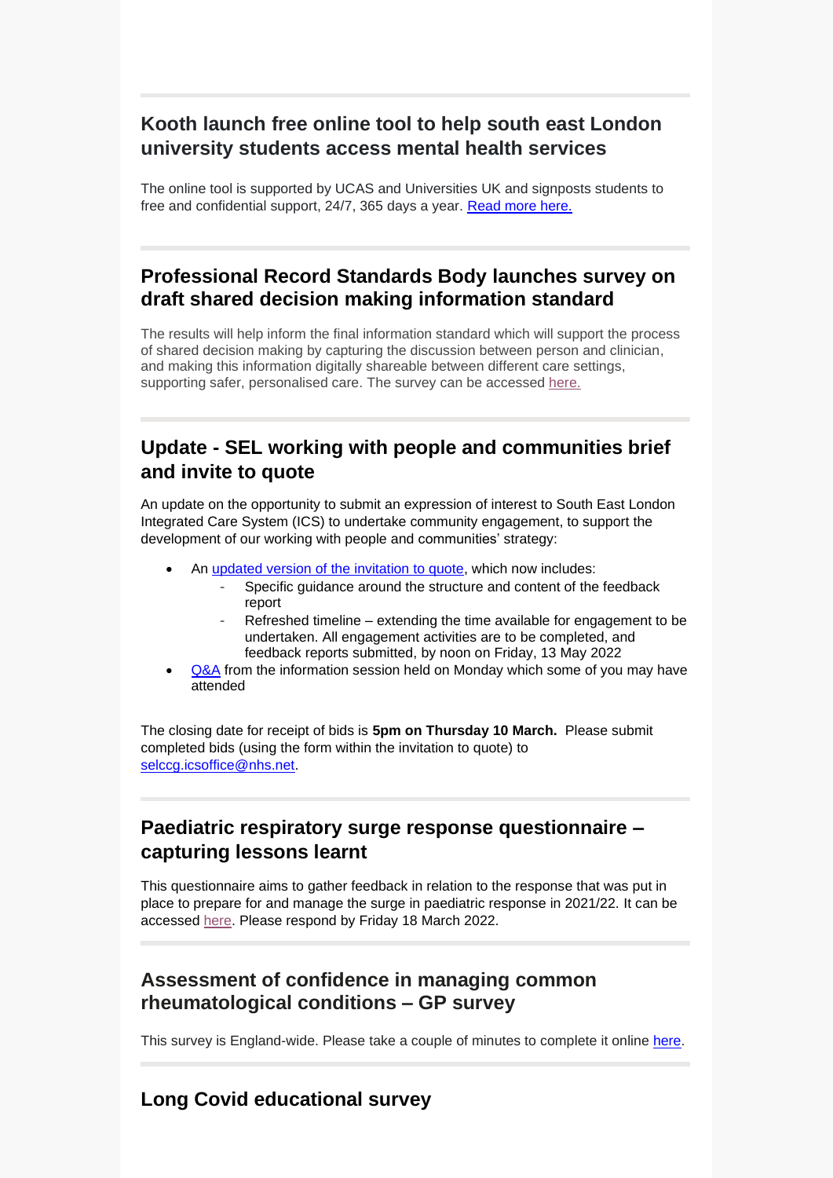## Kooth launch free online tool to help south east London university students access mental health services

The online tool is supported by UCAS and Universities UK and signposts students to free and confidential support, 24/7, 365 days a year. Read more here.

## Professional Record Standards Body launches survey on draft shared decision making information standard

The results will help inform the final information standard which will support the process of shared decision making by capturing the discussion between person and clinician, and making this information digitally shareable between different care settings, supporting safer, personalised care. The survey can be accessed here.

## Update - SEL working with people and communities brief and invite to quote

An update on the opportunity to submit an expression of interest to South East London Integrated Care System (ICS) to undertake community engagement, to support the development of our working with people and communities' strategy:

- An updated version of the invitation to quote, which now includes:
  - Specific guidance around the structure and content of the feedback report
  - Refreshed timeline – extending the time available for engagement to be undertaken. All engagement activities are to be completed, and feedback reports submitted, by noon on Friday, 13 May 2022
- Q&A from the information session held on Monday which some of you may have attended

The closing date for receipt of bids is **5pm on Thursday 10 March.** Please submit completed bids (using the form within the invitation to quote) to selccg.icsoffice@nhs.net.

## Paediatric respiratory surge response questionnaire – capturing lessons learnt

This questionnaire aims to gather feedback in relation to the response that was put in place to prepare for and manage the surge in paediatric response in 2021/22. It can be accessed here. Please respond by Friday 18 March 2022.

## Assessment of confidence in managing common rheumatological conditions – GP survey

This survey is England-wide. Please take a couple of minutes to complete it online here.

## Long Covid educational survey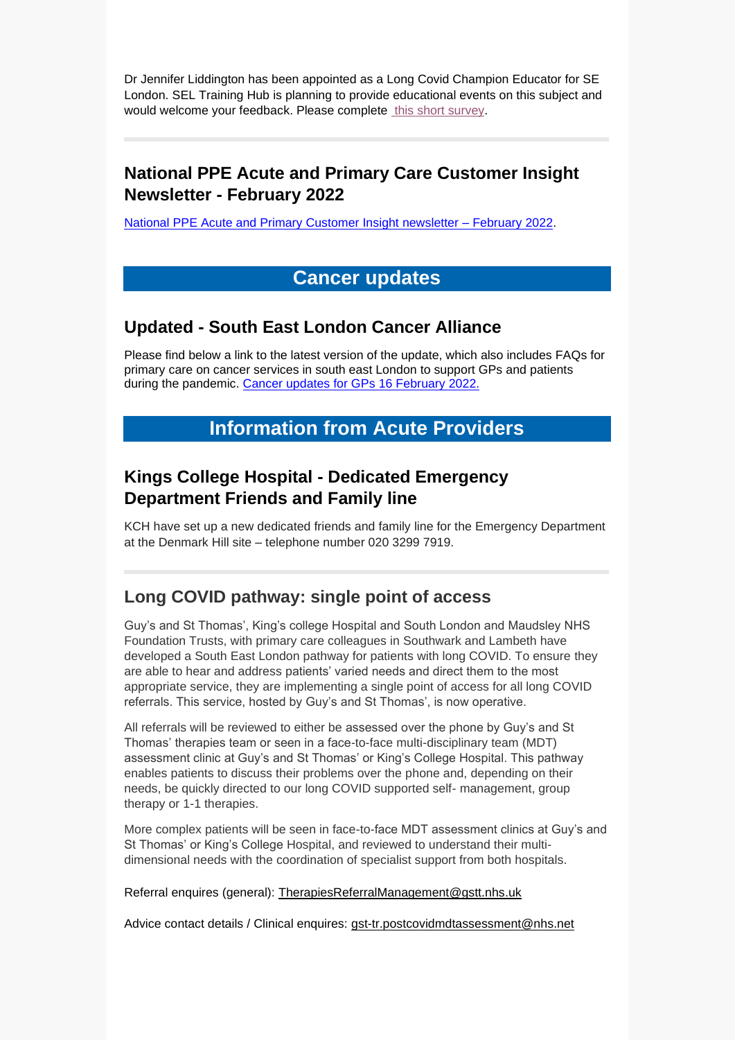Dr Jennifer Liddington has been appointed as a Long Covid Champion Educator for SE London. SEL Training Hub is planning to provide educational events on this subject and would welcome your feedback. Please complete [this short survey](#).

---

## National PPE Acute and Primary Care Customer Insight Newsletter - February 2022

[National PPE Acute and Primary Customer Insight newsletter – February 2022](#).

# Cancer updates

## Updated - South East London Cancer Alliance

Please find below a link to the latest version of the update, which also includes FAQs for primary care on cancer services in south east London to support GPs and patients during the pandemic. [Cancer updates for GPs 16 February 2022.](#)

# Information from Acute Providers

## Kings College Hospital - Dedicated Emergency Department Friends and Family line

KCH have set up a new dedicated friends and family line for the Emergency Department at the Denmark Hill site – telephone number 020 3299 7919.

---

## Long COVID pathway: single point of access

Guy's and St Thomas', King's college Hospital and South London and Maudsley NHS Foundation Trusts, with primary care colleagues in Southwark and Lambeth have developed a South East London pathway for patients with long COVID. To ensure they are able to hear and address patients' varied needs and direct them to the most appropriate service, they are implementing a single point of access for all long COVID referrals. This service, hosted by Guy's and St Thomas', is now operative.

All referrals will be reviewed to either be assessed over the phone by Guy's and St Thomas' therapies team or seen in a face-to-face multi-disciplinary team (MDT) assessment clinic at Guy's and St Thomas' or King's College Hospital. This pathway enables patients to discuss their problems over the phone and, depending on their needs, be quickly directed to our long COVID supported self- management, group therapy or 1-1 therapies.

More complex patients will be seen in face-to-face MDT assessment clinics at Guy's and St Thomas' or King's College Hospital, and reviewed to understand their multi-dimensional needs with the coordination of specialist support from both hospitals.

Referral enquires (general): TherapiesReferralManagement@gstt.nhs.uk

Advice contact details / Clinical enquires: gst-tr.postcovidmdtassessment@nhs.net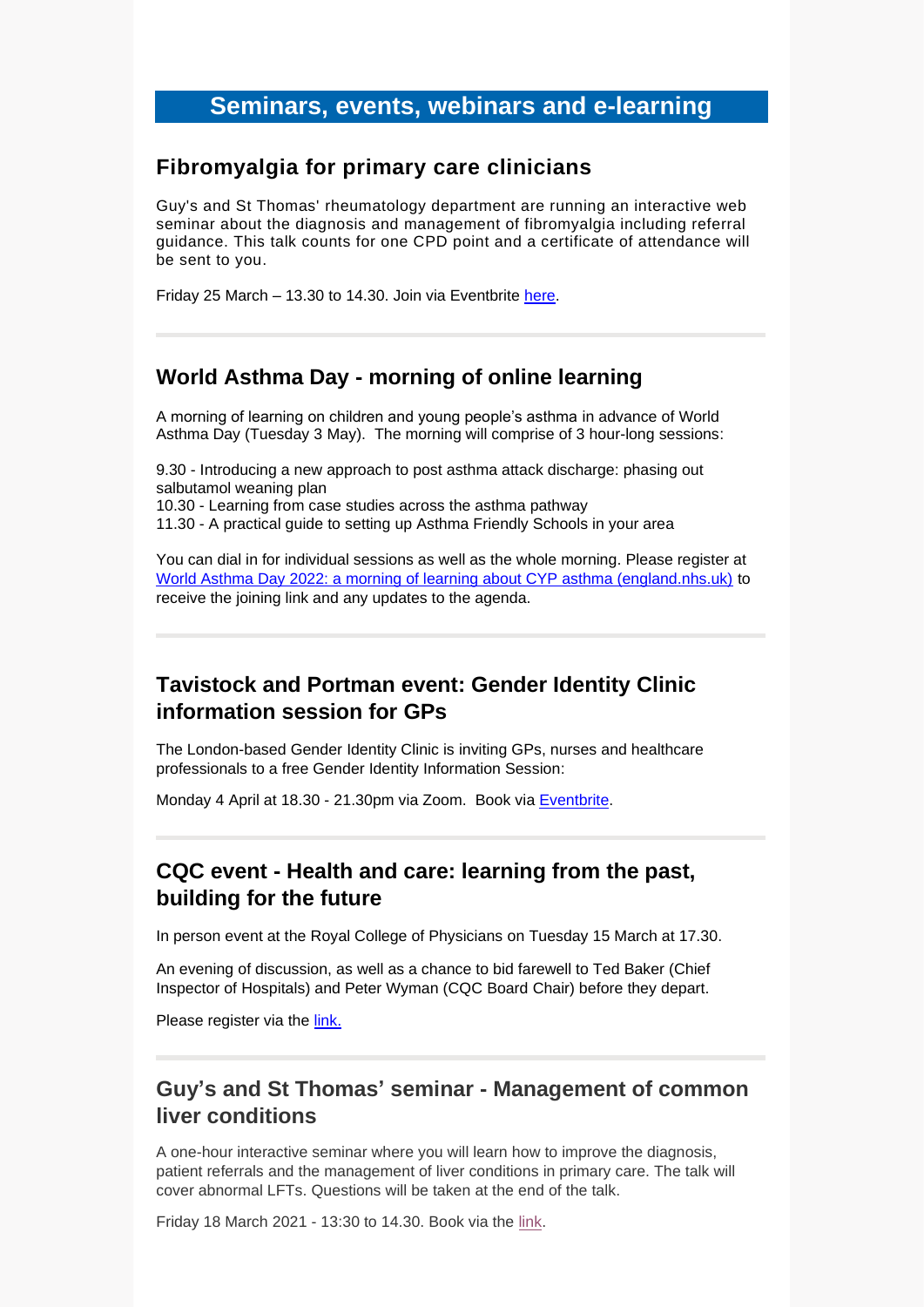# Seminars, events, webinars and e-learning

## Fibromyalgia for primary care clinicians

Guy's and St Thomas' rheumatology department are running an interactive web seminar about the diagnosis and management of fibromyalgia including referral guidance. This talk counts for one CPD point and a certificate of attendance will be sent to you.

Friday 25 March – 13.30 to 14.30. Join via Eventbrite here.

---

## World Asthma Day - morning of online learning

A morning of learning on children and young people's asthma in advance of World Asthma Day (Tuesday 3 May). The morning will comprise of 3 hour-long sessions:

9.30 - Introducing a new approach to post asthma attack discharge: phasing out salbutamol weaning plan
10.30 - Learning from case studies across the asthma pathway
11.30 - A practical guide to setting up Asthma Friendly Schools in your area

You can dial in for individual sessions as well as the whole morning. Please register at World Asthma Day 2022: a morning of learning about CYP asthma (england.nhs.uk) to receive the joining link and any updates to the agenda.

---

## Tavistock and Portman event: Gender Identity Clinic information session for GPs

The London-based Gender Identity Clinic is inviting GPs, nurses and healthcare professionals to a free Gender Identity Information Session:

Monday 4 April at 18.30 - 21.30pm via Zoom. Book via Eventbrite.

---

## CQC event - Health and care: learning from the past, building for the future

In person event at the Royal College of Physicians on Tuesday 15 March at 17.30.

An evening of discussion, as well as a chance to bid farewell to Ted Baker (Chief Inspector of Hospitals) and Peter Wyman (CQC Board Chair) before they depart.

Please register via the link.

---

## Guy's and St Thomas' seminar - Management of common liver conditions

A one-hour interactive seminar where you will learn how to improve the diagnosis, patient referrals and the management of liver conditions in primary care. The talk will cover abnormal LFTs. Questions will be taken at the end of the talk.

Friday 18 March 2021 - 13:30 to 14.30. Book via the link.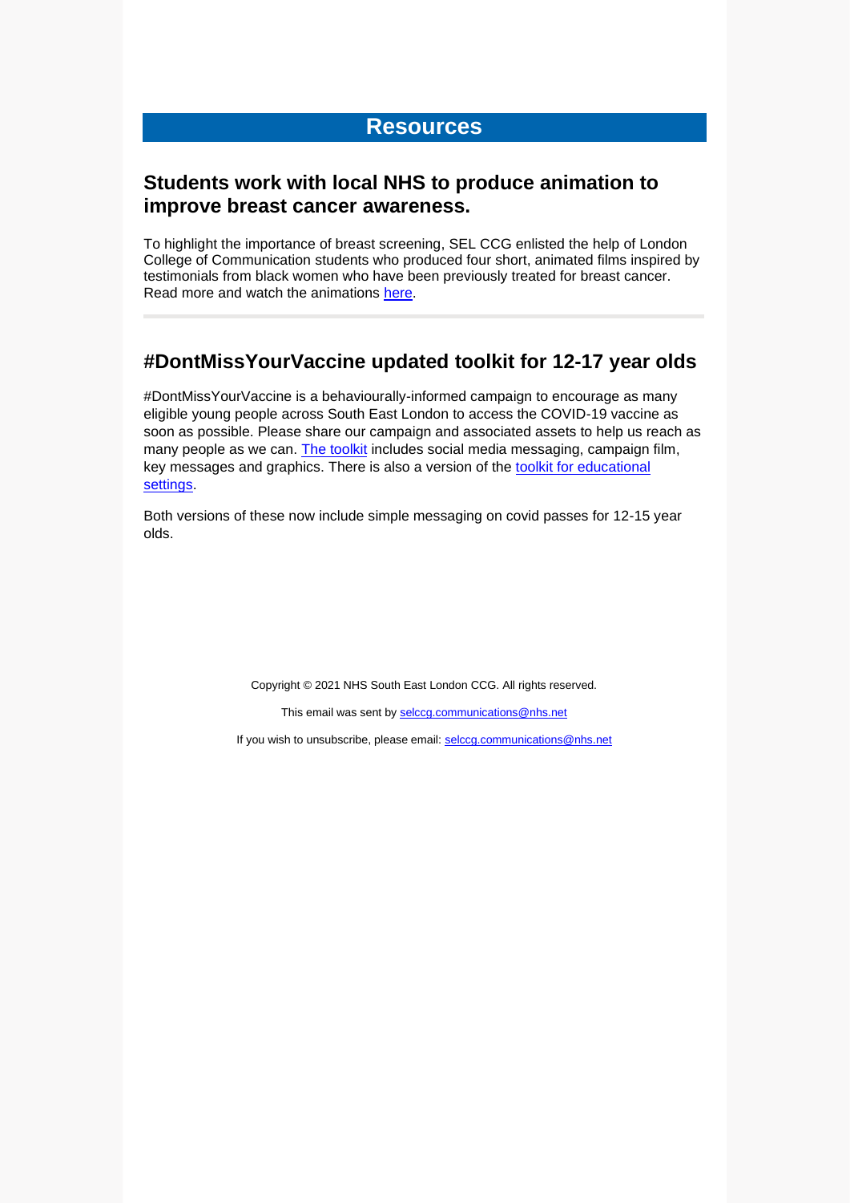# Resources

## Students work with local NHS to produce animation to improve breast cancer awareness.

To highlight the importance of breast screening, SEL CCG enlisted the help of London College of Communication students who produced four short, animated films inspired by testimonials from black women who have been previously treated for breast cancer. Read more and watch the animations here.

---

## #DontMissYourVaccine updated toolkit for 12-17 year olds

#DontMissYourVaccine is a behaviourally-informed campaign to encourage as many eligible young people across South East London to access the COVID-19 vaccine as soon as possible. Please share our campaign and associated assets to help us reach as many people as we can. The toolkit includes social media messaging, campaign film, key messages and graphics. There is also a version of the toolkit for educational settings.

Both versions of these now include simple messaging on covid passes for 12-15 year olds.

Copyright © 2021 NHS South East London CCG. All rights reserved.

This email was sent by selccg.communications@nhs.net

If you wish to unsubscribe, please email: selccg.communications@nhs.net